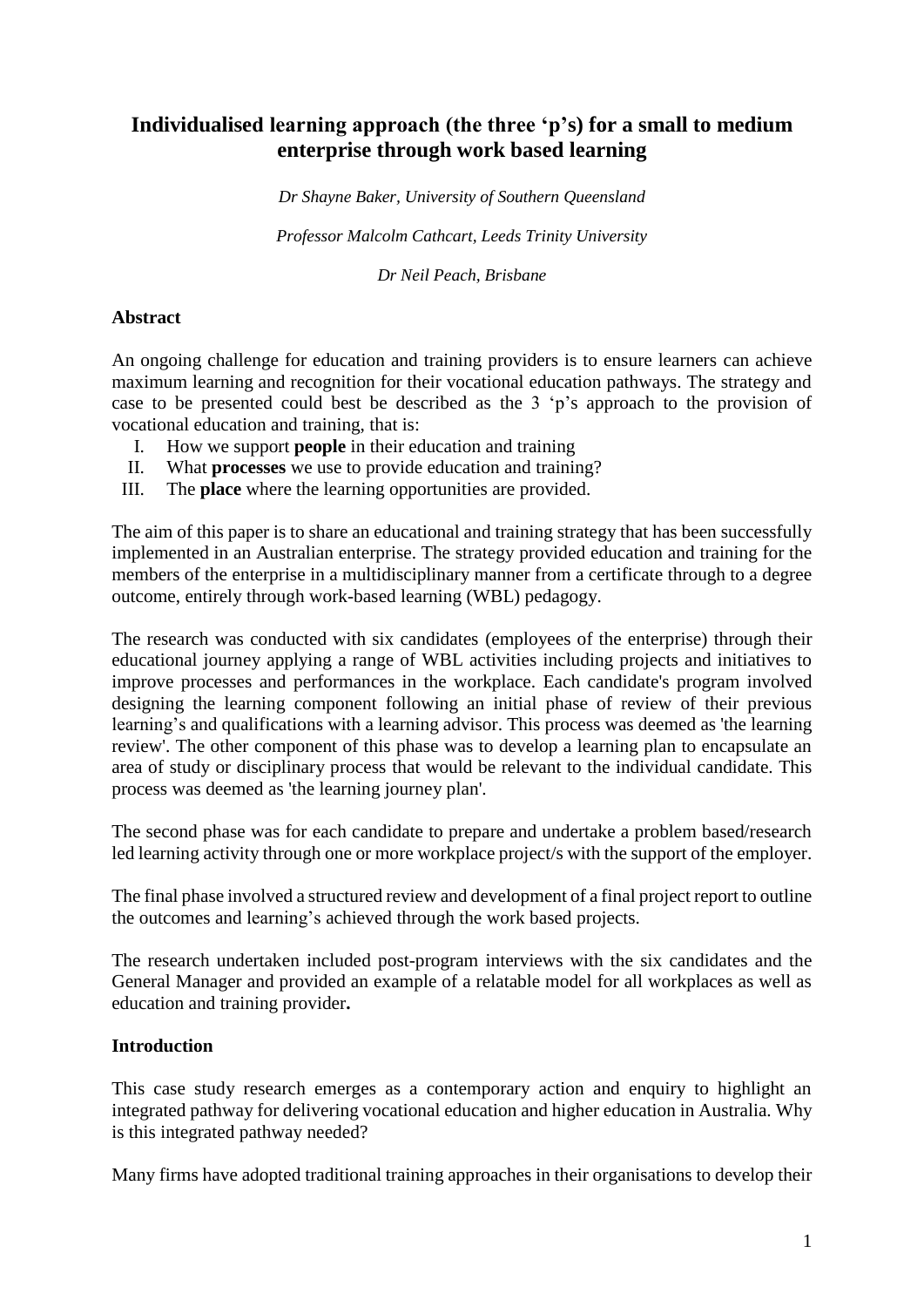# Individualised learning approach (the three 'p's) for a small to medium enterprise through work based learning

*Dr Shayne Baker, University of Southern Queensland*

*Professor Malcolm Cathcart, Leeds Trinity University*

*Dr Neil Peach, Brisbane*

## Abstract

An ongoing challenge for education and training providers is to ensure learners can achieve maximum learning and recognition for their vocational education pathways. The strategy and case to be presented could best be described as the 3 'p's approach to the provision of vocational education and training, that is:

I. How we support **people** in their education and training
II. What **processes** we use to provide education and training?
III. The **place** where the learning opportunities are provided.

The aim of this paper is to share an educational and training strategy that has been successfully implemented in an Australian enterprise. The strategy provided education and training for the members of the enterprise in a multidisciplinary manner from a certificate through to a degree outcome, entirely through work-based learning (WBL) pedagogy.

The research was conducted with six candidates (employees of the enterprise) through their educational journey applying a range of WBL activities including projects and initiatives to improve processes and performances in the workplace. Each candidate's program involved designing the learning component following an initial phase of review of their previous learning's and qualifications with a learning advisor. This process was deemed as 'the learning review'. The other component of this phase was to develop a learning plan to encapsulate an area of study or disciplinary process that would be relevant to the individual candidate. This process was deemed as 'the learning journey plan'.

The second phase was for each candidate to prepare and undertake a problem based/research led learning activity through one or more workplace project/s with the support of the employer.

The final phase involved a structured review and development of a final project report to outline the outcomes and learning's achieved through the work based projects.

The research undertaken included post-program interviews with the six candidates and the General Manager and provided an example of a relatable model for all workplaces as well as education and training provider**.**

## Introduction

This case study research emerges as a contemporary action and enquiry to highlight an integrated pathway for delivering vocational education and higher education in Australia. Why is this integrated pathway needed?

Many firms have adopted traditional training approaches in their organisations to develop their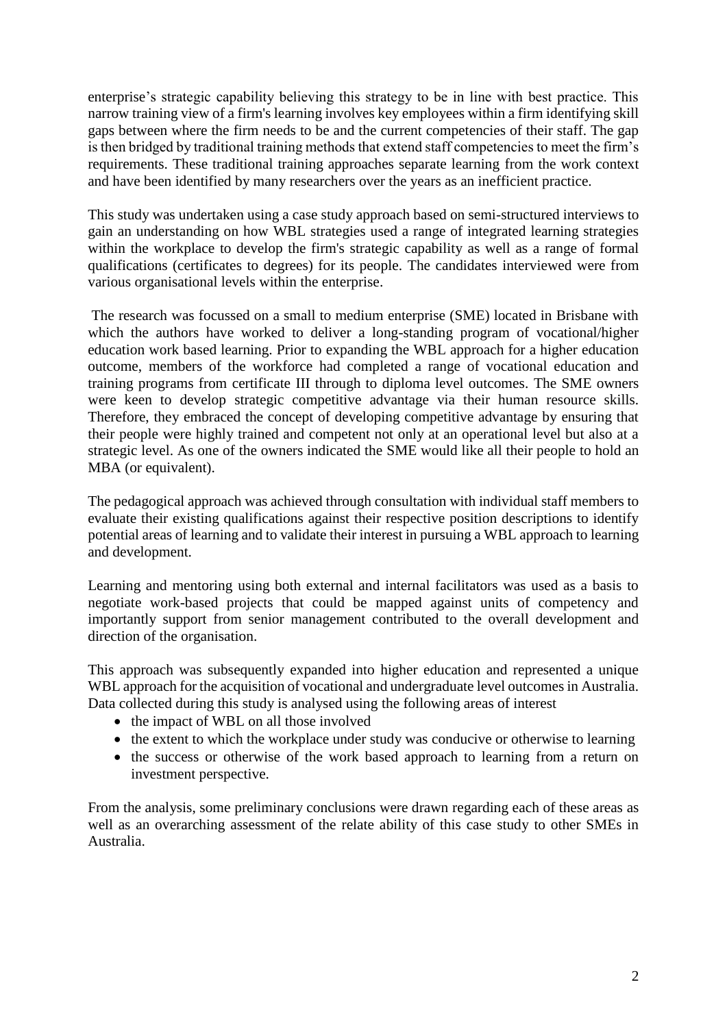enterprise's strategic capability believing this strategy to be in line with best practice. This narrow training view of a firm's learning involves key employees within a firm identifying skill gaps between where the firm needs to be and the current competencies of their staff. The gap is then bridged by traditional training methods that extend staff competencies to meet the firm's requirements. These traditional training approaches separate learning from the work context and have been identified by many researchers over the years as an inefficient practice.

This study was undertaken using a case study approach based on semi-structured interviews to gain an understanding on how WBL strategies used a range of integrated learning strategies within the workplace to develop the firm's strategic capability as well as a range of formal qualifications (certificates to degrees) for its people. The candidates interviewed were from various organisational levels within the enterprise.

The research was focussed on a small to medium enterprise (SME) located in Brisbane with which the authors have worked to deliver a long-standing program of vocational/higher education work based learning. Prior to expanding the WBL approach for a higher education outcome, members of the workforce had completed a range of vocational education and training programs from certificate III through to diploma level outcomes. The SME owners were keen to develop strategic competitive advantage via their human resource skills. Therefore, they embraced the concept of developing competitive advantage by ensuring that their people were highly trained and competent not only at an operational level but also at a strategic level. As one of the owners indicated the SME would like all their people to hold an MBA (or equivalent).

The pedagogical approach was achieved through consultation with individual staff members to evaluate their existing qualifications against their respective position descriptions to identify potential areas of learning and to validate their interest in pursuing a WBL approach to learning and development.

Learning and mentoring using both external and internal facilitators was used as a basis to negotiate work-based projects that could be mapped against units of competency and importantly support from senior management contributed to the overall development and direction of the organisation.

This approach was subsequently expanded into higher education and represented a unique WBL approach for the acquisition of vocational and undergraduate level outcomes in Australia. Data collected during this study is analysed using the following areas of interest

- the impact of WBL on all those involved
- the extent to which the workplace under study was conducive or otherwise to learning
- the success or otherwise of the work based approach to learning from a return on investment perspective.

From the analysis, some preliminary conclusions were drawn regarding each of these areas as well as an overarching assessment of the relate ability of this case study to other SMEs in Australia.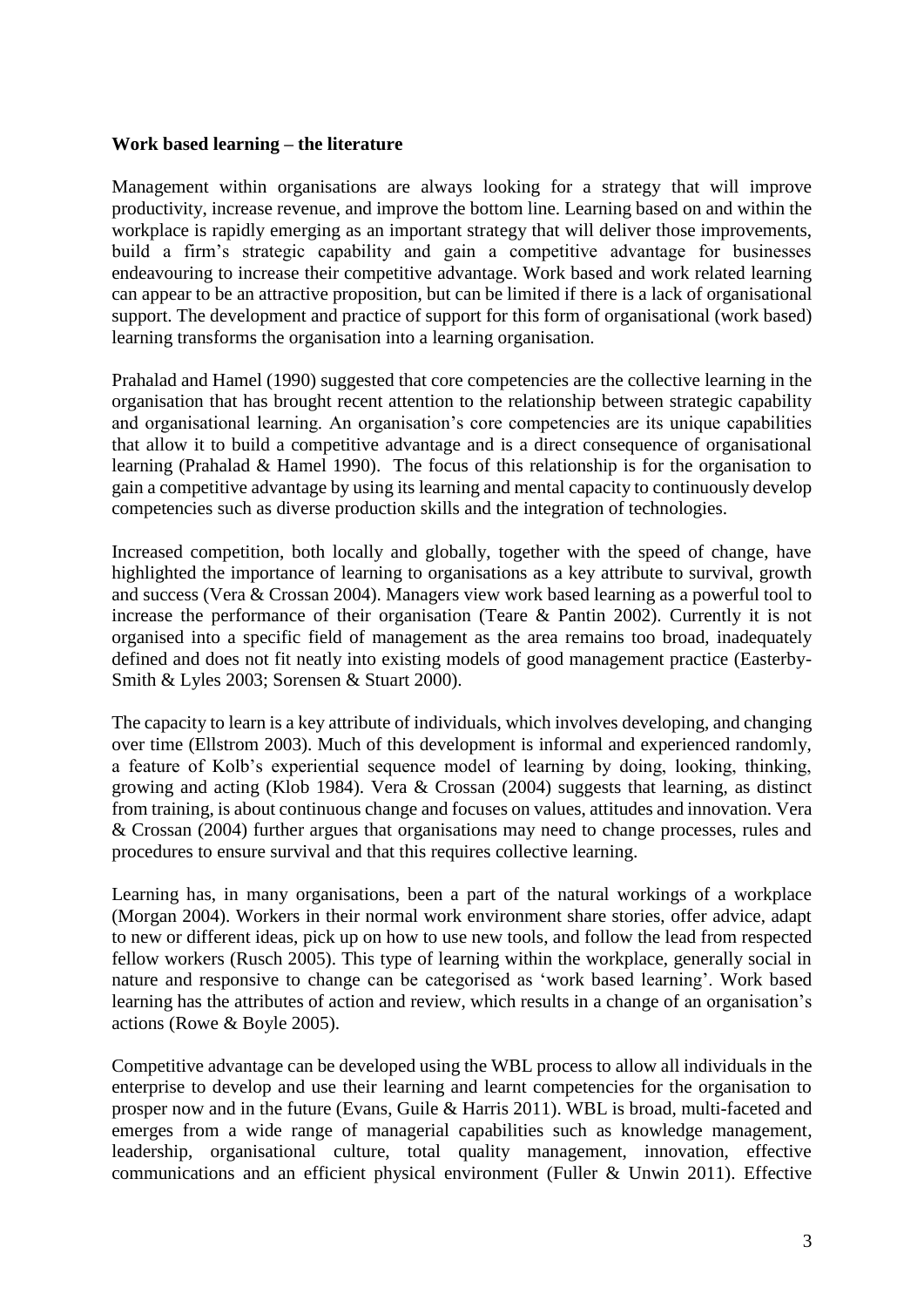**Work based learning – the literature**

Management within organisations are always looking for a strategy that will improve productivity, increase revenue, and improve the bottom line. Learning based on and within the workplace is rapidly emerging as an important strategy that will deliver those improvements, build a firm's strategic capability and gain a competitive advantage for businesses endeavouring to increase their competitive advantage. Work based and work related learning can appear to be an attractive proposition, but can be limited if there is a lack of organisational support. The development and practice of support for this form of organisational (work based) learning transforms the organisation into a learning organisation.

Prahalad and Hamel (1990) suggested that core competencies are the collective learning in the organisation that has brought recent attention to the relationship between strategic capability and organisational learning. An organisation's core competencies are its unique capabilities that allow it to build a competitive advantage and is a direct consequence of organisational learning (Prahalad & Hamel 1990). The focus of this relationship is for the organisation to gain a competitive advantage by using its learning and mental capacity to continuously develop competencies such as diverse production skills and the integration of technologies.

Increased competition, both locally and globally, together with the speed of change, have highlighted the importance of learning to organisations as a key attribute to survival, growth and success (Vera & Crossan 2004). Managers view work based learning as a powerful tool to increase the performance of their organisation (Teare & Pantin 2002). Currently it is not organised into a specific field of management as the area remains too broad, inadequately defined and does not fit neatly into existing models of good management practice (Easterby-Smith & Lyles 2003; Sorensen & Stuart 2000).

The capacity to learn is a key attribute of individuals, which involves developing, and changing over time (Ellstrom 2003). Much of this development is informal and experienced randomly, a feature of Kolb's experiential sequence model of learning by doing, looking, thinking, growing and acting (Klob 1984). Vera & Crossan (2004) suggests that learning, as distinct from training, is about continuous change and focuses on values, attitudes and innovation. Vera & Crossan (2004) further argues that organisations may need to change processes, rules and procedures to ensure survival and that this requires collective learning.

Learning has, in many organisations, been a part of the natural workings of a workplace (Morgan 2004). Workers in their normal work environment share stories, offer advice, adapt to new or different ideas, pick up on how to use new tools, and follow the lead from respected fellow workers (Rusch 2005). This type of learning within the workplace, generally social in nature and responsive to change can be categorised as 'work based learning'. Work based learning has the attributes of action and review, which results in a change of an organisation's actions (Rowe & Boyle 2005).

Competitive advantage can be developed using the WBL process to allow all individuals in the enterprise to develop and use their learning and learnt competencies for the organisation to prosper now and in the future (Evans, Guile & Harris 2011). WBL is broad, multi-faceted and emerges from a wide range of managerial capabilities such as knowledge management, leadership, organisational culture, total quality management, innovation, effective communications and an efficient physical environment (Fuller & Unwin 2011). Effective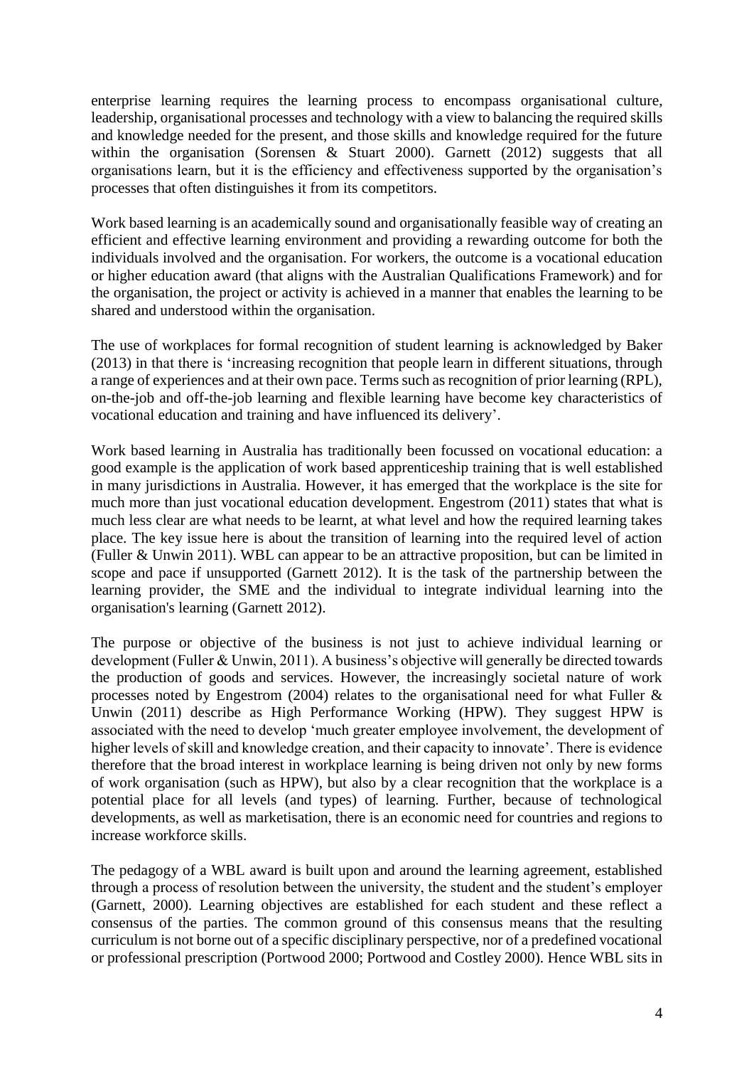enterprise learning requires the learning process to encompass organisational culture, leadership, organisational processes and technology with a view to balancing the required skills and knowledge needed for the present, and those skills and knowledge required for the future within the organisation (Sorensen & Stuart 2000). Garnett (2012) suggests that all organisations learn, but it is the efficiency and effectiveness supported by the organisation's processes that often distinguishes it from its competitors.

Work based learning is an academically sound and organisationally feasible way of creating an efficient and effective learning environment and providing a rewarding outcome for both the individuals involved and the organisation. For workers, the outcome is a vocational education or higher education award (that aligns with the Australian Qualifications Framework) and for the organisation, the project or activity is achieved in a manner that enables the learning to be shared and understood within the organisation.

The use of workplaces for formal recognition of student learning is acknowledged by Baker (2013) in that there is 'increasing recognition that people learn in different situations, through a range of experiences and at their own pace. Terms such as recognition of prior learning (RPL), on-the-job and off-the-job learning and flexible learning have become key characteristics of vocational education and training and have influenced its delivery'.

Work based learning in Australia has traditionally been focussed on vocational education: a good example is the application of work based apprenticeship training that is well established in many jurisdictions in Australia. However, it has emerged that the workplace is the site for much more than just vocational education development. Engestrom (2011) states that what is much less clear are what needs to be learnt, at what level and how the required learning takes place. The key issue here is about the transition of learning into the required level of action (Fuller & Unwin 2011). WBL can appear to be an attractive proposition, but can be limited in scope and pace if unsupported (Garnett 2012). It is the task of the partnership between the learning provider, the SME and the individual to integrate individual learning into the organisation's learning (Garnett 2012).

The purpose or objective of the business is not just to achieve individual learning or development (Fuller & Unwin, 2011). A business's objective will generally be directed towards the production of goods and services. However, the increasingly societal nature of work processes noted by Engestrom (2004) relates to the organisational need for what Fuller & Unwin (2011) describe as High Performance Working (HPW). They suggest HPW is associated with the need to develop 'much greater employee involvement, the development of higher levels of skill and knowledge creation, and their capacity to innovate'. There is evidence therefore that the broad interest in workplace learning is being driven not only by new forms of work organisation (such as HPW), but also by a clear recognition that the workplace is a potential place for all levels (and types) of learning. Further, because of technological developments, as well as marketisation, there is an economic need for countries and regions to increase workforce skills.

The pedagogy of a WBL award is built upon and around the learning agreement, established through a process of resolution between the university, the student and the student's employer (Garnett, 2000). Learning objectives are established for each student and these reflect a consensus of the parties. The common ground of this consensus means that the resulting curriculum is not borne out of a specific disciplinary perspective, nor of a predefined vocational or professional prescription (Portwood 2000; Portwood and Costley 2000). Hence WBL sits in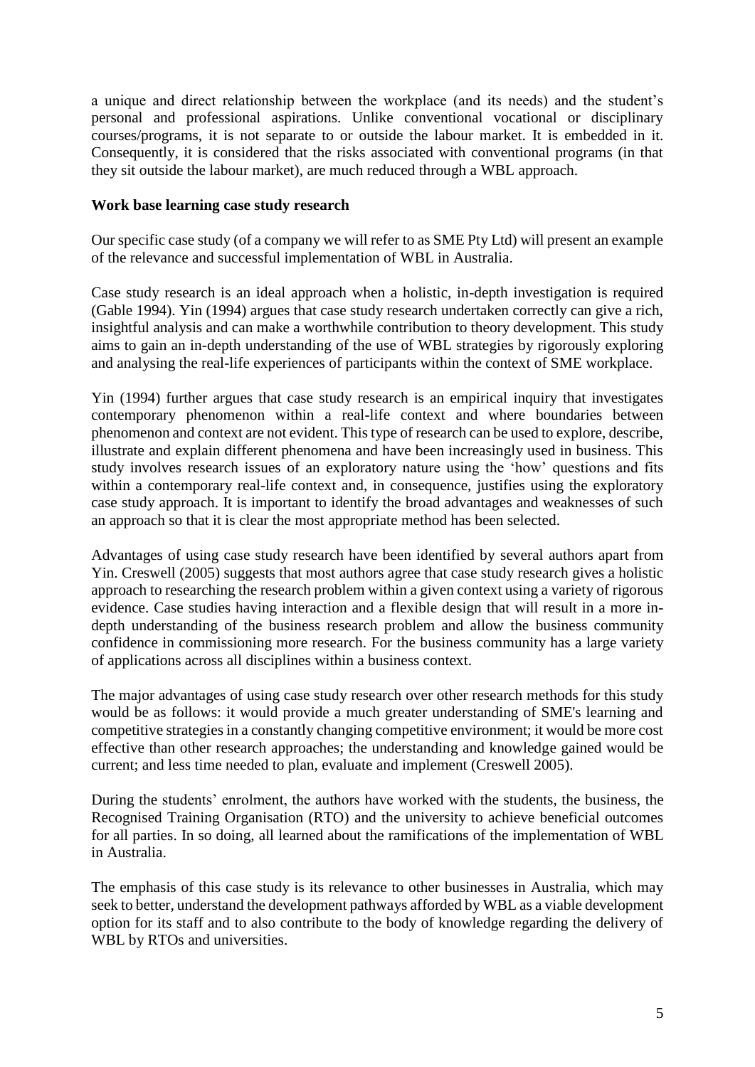a unique and direct relationship between the workplace (and its needs) and the student's personal and professional aspirations. Unlike conventional vocational or disciplinary courses/programs, it is not separate to or outside the labour market. It is embedded in it. Consequently, it is considered that the risks associated with conventional programs (in that they sit outside the labour market), are much reduced through a WBL approach.

**Work base learning case study research**

Our specific case study (of a company we will refer to as SME Pty Ltd) will present an example of the relevance and successful implementation of WBL in Australia.

Case study research is an ideal approach when a holistic, in-depth investigation is required (Gable 1994). Yin (1994) argues that case study research undertaken correctly can give a rich, insightful analysis and can make a worthwhile contribution to theory development. This study aims to gain an in-depth understanding of the use of WBL strategies by rigorously exploring and analysing the real-life experiences of participants within the context of SME workplace.

Yin (1994) further argues that case study research is an empirical inquiry that investigates contemporary phenomenon within a real-life context and where boundaries between phenomenon and context are not evident. This type of research can be used to explore, describe, illustrate and explain different phenomena and have been increasingly used in business. This study involves research issues of an exploratory nature using the 'how' questions and fits within a contemporary real-life context and, in consequence, justifies using the exploratory case study approach. It is important to identify the broad advantages and weaknesses of such an approach so that it is clear the most appropriate method has been selected.

Advantages of using case study research have been identified by several authors apart from Yin. Creswell (2005) suggests that most authors agree that case study research gives a holistic approach to researching the research problem within a given context using a variety of rigorous evidence. Case studies having interaction and a flexible design that will result in a more in-depth understanding of the business research problem and allow the business community confidence in commissioning more research. For the business community has a large variety of applications across all disciplines within a business context.

The major advantages of using case study research over other research methods for this study would be as follows: it would provide a much greater understanding of SME's learning and competitive strategies in a constantly changing competitive environment; it would be more cost effective than other research approaches; the understanding and knowledge gained would be current; and less time needed to plan, evaluate and implement (Creswell 2005).

During the students' enrolment, the authors have worked with the students, the business, the Recognised Training Organisation (RTO) and the university to achieve beneficial outcomes for all parties. In so doing, all learned about the ramifications of the implementation of WBL in Australia.

The emphasis of this case study is its relevance to other businesses in Australia, which may seek to better, understand the development pathways afforded by WBL as a viable development option for its staff and to also contribute to the body of knowledge regarding the delivery of WBL by RTOs and universities.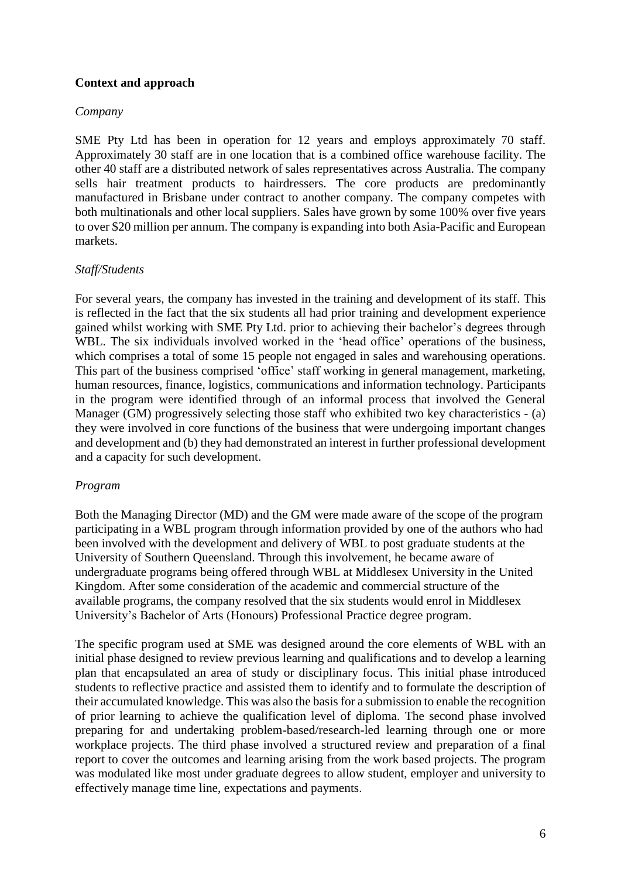**Context and approach**

*Company*

SME Pty Ltd has been in operation for 12 years and employs approximately 70 staff. Approximately 30 staff are in one location that is a combined office warehouse facility. The other 40 staff are a distributed network of sales representatives across Australia. The company sells hair treatment products to hairdressers. The core products are predominantly manufactured in Brisbane under contract to another company. The company competes with both multinationals and other local suppliers. Sales have grown by some 100% over five years to over $20 million per annum. The company is expanding into both Asia-Pacific and European markets.

*Staff/Students*

For several years, the company has invested in the training and development of its staff. This is reflected in the fact that the six students all had prior training and development experience gained whilst working with SME Pty Ltd. prior to achieving their bachelor's degrees through WBL. The six individuals involved worked in the 'head office' operations of the business, which comprises a total of some 15 people not engaged in sales and warehousing operations. This part of the business comprised 'office' staff working in general management, marketing, human resources, finance, logistics, communications and information technology. Participants in the program were identified through of an informal process that involved the General Manager (GM) progressively selecting those staff who exhibited two key characteristics - (a) they were involved in core functions of the business that were undergoing important changes and development and (b) they had demonstrated an interest in further professional development and a capacity for such development.

*Program*

Both the Managing Director (MD) and the GM were made aware of the scope of the program participating in a WBL program through information provided by one of the authors who had been involved with the development and delivery of WBL to post graduate students at the University of Southern Queensland. Through this involvement, he became aware of undergraduate programs being offered through WBL at Middlesex University in the United Kingdom. After some consideration of the academic and commercial structure of the available programs, the company resolved that the six students would enrol in Middlesex University's Bachelor of Arts (Honours) Professional Practice degree program.

The specific program used at SME was designed around the core elements of WBL with an initial phase designed to review previous learning and qualifications and to develop a learning plan that encapsulated an area of study or disciplinary focus. This initial phase introduced students to reflective practice and assisted them to identify and to formulate the description of their accumulated knowledge. This was also the basis for a submission to enable the recognition of prior learning to achieve the qualification level of diploma. The second phase involved preparing for and undertaking problem-based/research-led learning through one or more workplace projects. The third phase involved a structured review and preparation of a final report to cover the outcomes and learning arising from the work based projects. The program was modulated like most under graduate degrees to allow student, employer and university to effectively manage time line, expectations and payments.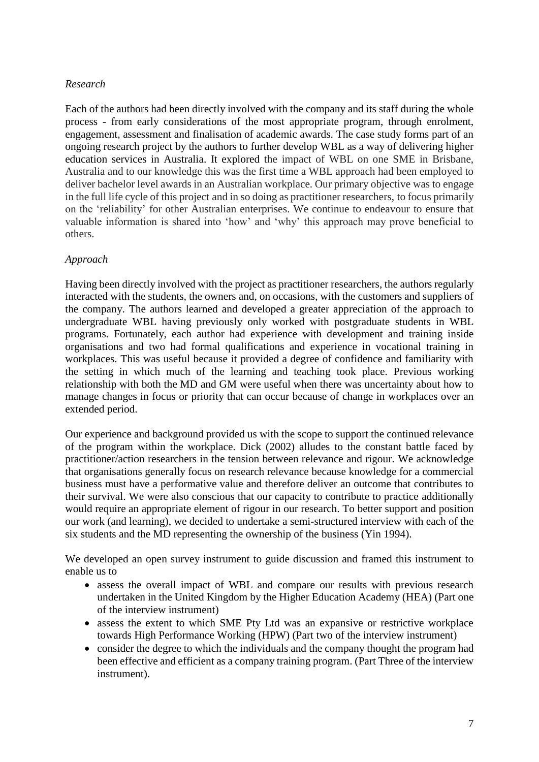*Research*

Each of the authors had been directly involved with the company and its staff during the whole process - from early considerations of the most appropriate program, through enrolment, engagement, assessment and finalisation of academic awards. The case study forms part of an ongoing research project by the authors to further develop WBL as a way of delivering higher education services in Australia. It explored the impact of WBL on one SME in Brisbane, Australia and to our knowledge this was the first time a WBL approach had been employed to deliver bachelor level awards in an Australian workplace. Our primary objective was to engage in the full life cycle of this project and in so doing as practitioner researchers, to focus primarily on the 'reliability' for other Australian enterprises. We continue to endeavour to ensure that valuable information is shared into 'how' and 'why' this approach may prove beneficial to others.

*Approach*

Having been directly involved with the project as practitioner researchers, the authors regularly interacted with the students, the owners and, on occasions, with the customers and suppliers of the company. The authors learned and developed a greater appreciation of the approach to undergraduate WBL having previously only worked with postgraduate students in WBL programs. Fortunately, each author had experience with development and training inside organisations and two had formal qualifications and experience in vocational training in workplaces. This was useful because it provided a degree of confidence and familiarity with the setting in which much of the learning and teaching took place. Previous working relationship with both the MD and GM were useful when there was uncertainty about how to manage changes in focus or priority that can occur because of change in workplaces over an extended period.

Our experience and background provided us with the scope to support the continued relevance of the program within the workplace. Dick (2002) alludes to the constant battle faced by practitioner/action researchers in the tension between relevance and rigour. We acknowledge that organisations generally focus on research relevance because knowledge for a commercial business must have a performative value and therefore deliver an outcome that contributes to their survival. We were also conscious that our capacity to contribute to practice additionally would require an appropriate element of rigour in our research. To better support and position our work (and learning), we decided to undertake a semi-structured interview with each of the six students and the MD representing the ownership of the business (Yin 1994).

We developed an open survey instrument to guide discussion and framed this instrument to enable us to

- assess the overall impact of WBL and compare our results with previous research undertaken in the United Kingdom by the Higher Education Academy (HEA) (Part one of the interview instrument)
- assess the extent to which SME Pty Ltd was an expansive or restrictive workplace towards High Performance Working (HPW) (Part two of the interview instrument)
- consider the degree to which the individuals and the company thought the program had been effective and efficient as a company training program. (Part Three of the interview instrument).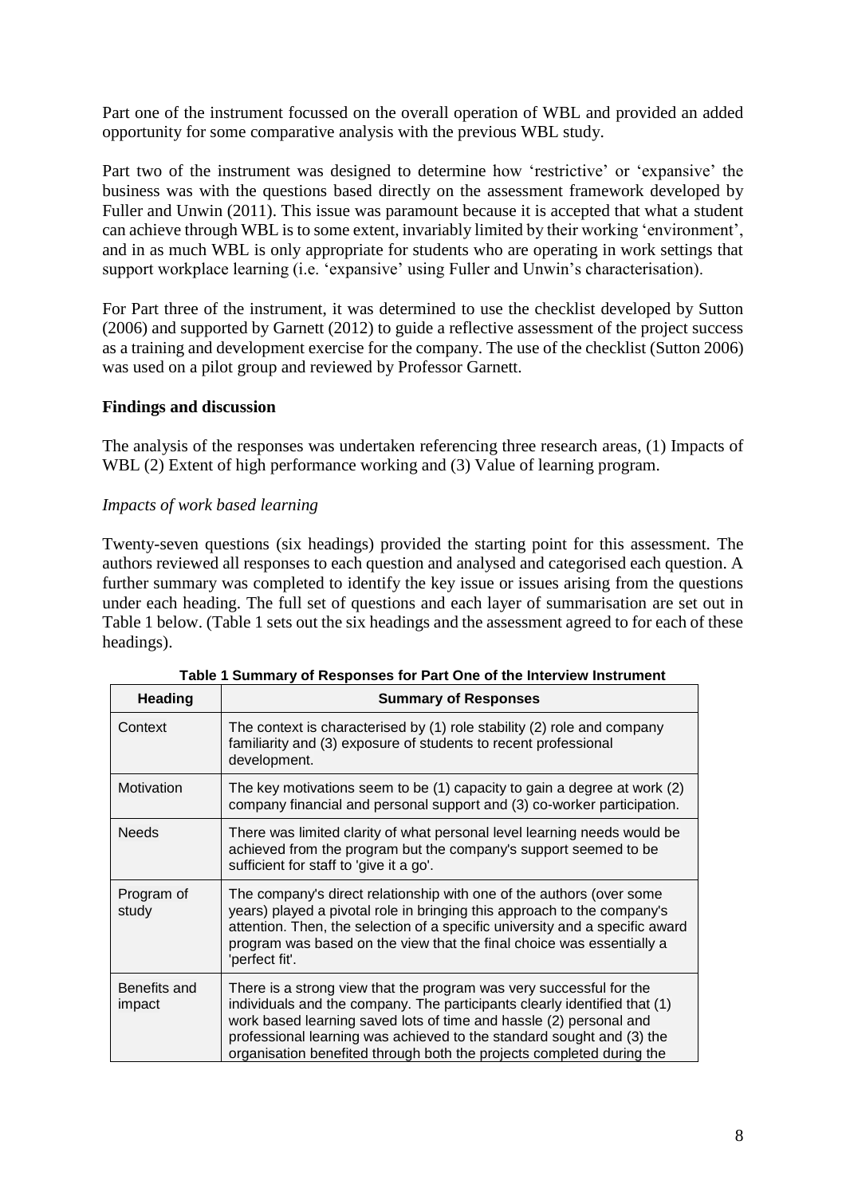Part one of the instrument focussed on the overall operation of WBL and provided an added opportunity for some comparative analysis with the previous WBL study.

Part two of the instrument was designed to determine how 'restrictive' or 'expansive' the business was with the questions based directly on the assessment framework developed by Fuller and Unwin (2011). This issue was paramount because it is accepted that what a student can achieve through WBL is to some extent, invariably limited by their working 'environment', and in as much WBL is only appropriate for students who are operating in work settings that support workplace learning (i.e. 'expansive' using Fuller and Unwin's characterisation).

For Part three of the instrument, it was determined to use the checklist developed by Sutton (2006) and supported by Garnett (2012) to guide a reflective assessment of the project success as a training and development exercise for the company. The use of the checklist (Sutton 2006) was used on a pilot group and reviewed by Professor Garnett.

## Findings and discussion

The analysis of the responses was undertaken referencing three research areas, (1) Impacts of WBL (2) Extent of high performance working and (3) Value of learning program.

### *Impacts of work based learning*

Twenty-seven questions (six headings) provided the starting point for this assessment. The authors reviewed all responses to each question and analysed and categorised each question. A further summary was completed to identify the key issue or issues arising from the questions under each heading. The full set of questions and each layer of summarisation are set out in Table 1 below. (Table 1 sets out the six headings and the assessment agreed to for each of these headings).

**Table 1 Summary of Responses for Part One of the Interview Instrument**

| Heading | Summary of Responses |
|---|---|
| Context | The context is characterised by (1) role stability (2) role and company familiarity and (3) exposure of students to recent professional development. |
| Motivation | The key motivations seem to be (1) capacity to gain a degree at work (2) company financial and personal support and (3) co-worker participation. |
| Needs | There was limited clarity of what personal level learning needs would be achieved from the program but the company's support seemed to be sufficient for staff to 'give it a go'. |
| Program of study | The company's direct relationship with one of the authors (over some years) played a pivotal role in bringing this approach to the company's attention. Then, the selection of a specific university and a specific award program was based on the view that the final choice was essentially a 'perfect fit'. |
| Benefits and impact | There is a strong view that the program was very successful for the individuals and the company. The participants clearly identified that (1) work based learning saved lots of time and hassle (2) personal and professional learning was achieved to the standard sought and (3) the organisation benefited through both the projects completed during the |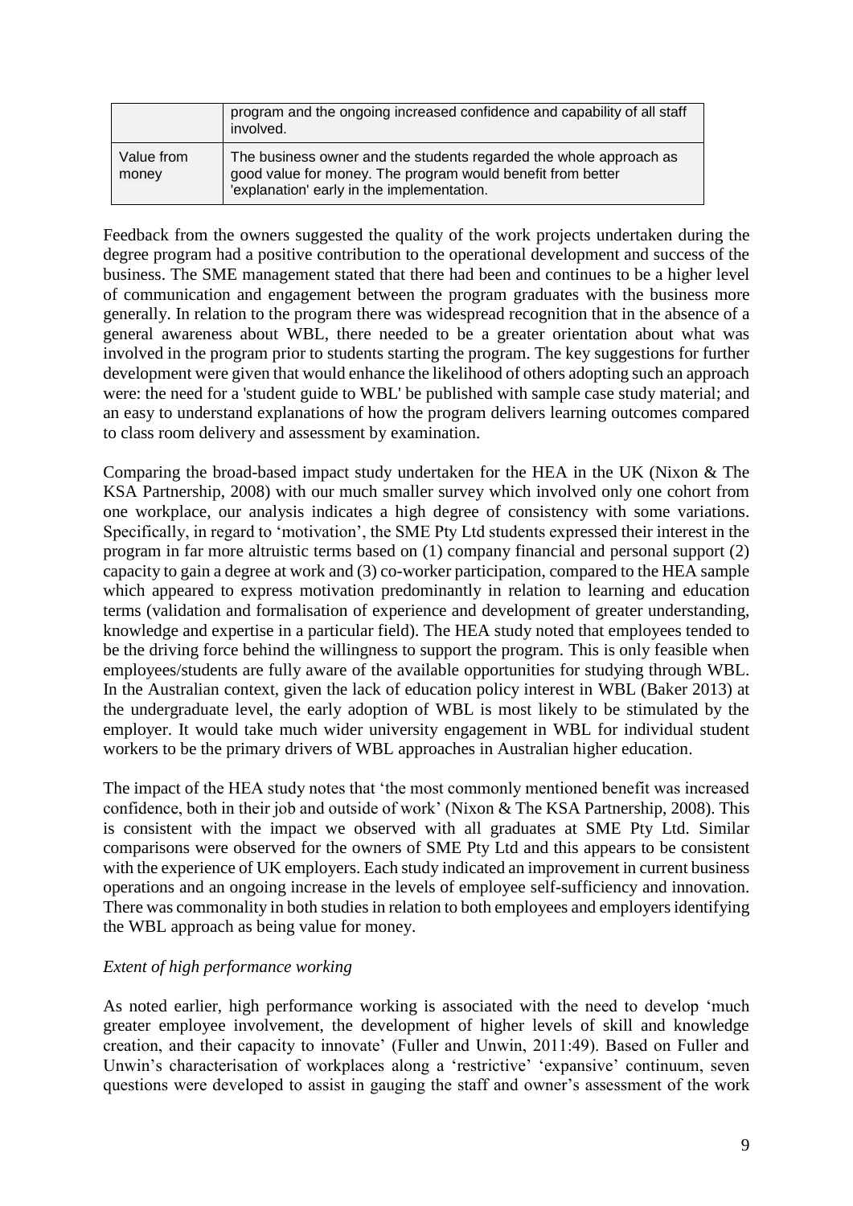|  | program and the ongoing increased confidence and capability of all staff involved. |
| --- | --- |
| Value from money | The business owner and the students regarded the whole approach as good value for money. The program would benefit from better 'explanation' early in the implementation. |

Feedback from the owners suggested the quality of the work projects undertaken during the degree program had a positive contribution to the operational development and success of the business. The SME management stated that there had been and continues to be a higher level of communication and engagement between the program graduates with the business more generally. In relation to the program there was widespread recognition that in the absence of a general awareness about WBL, there needed to be a greater orientation about what was involved in the program prior to students starting the program. The key suggestions for further development were given that would enhance the likelihood of others adopting such an approach were: the need for a 'student guide to WBL' be published with sample case study material; and an easy to understand explanations of how the program delivers learning outcomes compared to class room delivery and assessment by examination.

Comparing the broad-based impact study undertaken for the HEA in the UK (Nixon & The KSA Partnership, 2008) with our much smaller survey which involved only one cohort from one workplace, our analysis indicates a high degree of consistency with some variations. Specifically, in regard to 'motivation', the SME Pty Ltd students expressed their interest in the program in far more altruistic terms based on (1) company financial and personal support (2) capacity to gain a degree at work and (3) co-worker participation, compared to the HEA sample which appeared to express motivation predominantly in relation to learning and education terms (validation and formalisation of experience and development of greater understanding, knowledge and expertise in a particular field). The HEA study noted that employees tended to be the driving force behind the willingness to support the program. This is only feasible when employees/students are fully aware of the available opportunities for studying through WBL. In the Australian context, given the lack of education policy interest in WBL (Baker 2013) at the undergraduate level, the early adoption of WBL is most likely to be stimulated by the employer. It would take much wider university engagement in WBL for individual student workers to be the primary drivers of WBL approaches in Australian higher education.

The impact of the HEA study notes that 'the most commonly mentioned benefit was increased confidence, both in their job and outside of work' (Nixon & The KSA Partnership, 2008). This is consistent with the impact we observed with all graduates at SME Pty Ltd. Similar comparisons were observed for the owners of SME Pty Ltd and this appears to be consistent with the experience of UK employers. Each study indicated an improvement in current business operations and an ongoing increase in the levels of employee self-sufficiency and innovation. There was commonality in both studies in relation to both employees and employers identifying the WBL approach as being value for money.

*Extent of high performance working*

As noted earlier, high performance working is associated with the need to develop 'much greater employee involvement, the development of higher levels of skill and knowledge creation, and their capacity to innovate' (Fuller and Unwin, 2011:49). Based on Fuller and Unwin's characterisation of workplaces along a 'restrictive' 'expansive' continuum, seven questions were developed to assist in gauging the staff and owner's assessment of the work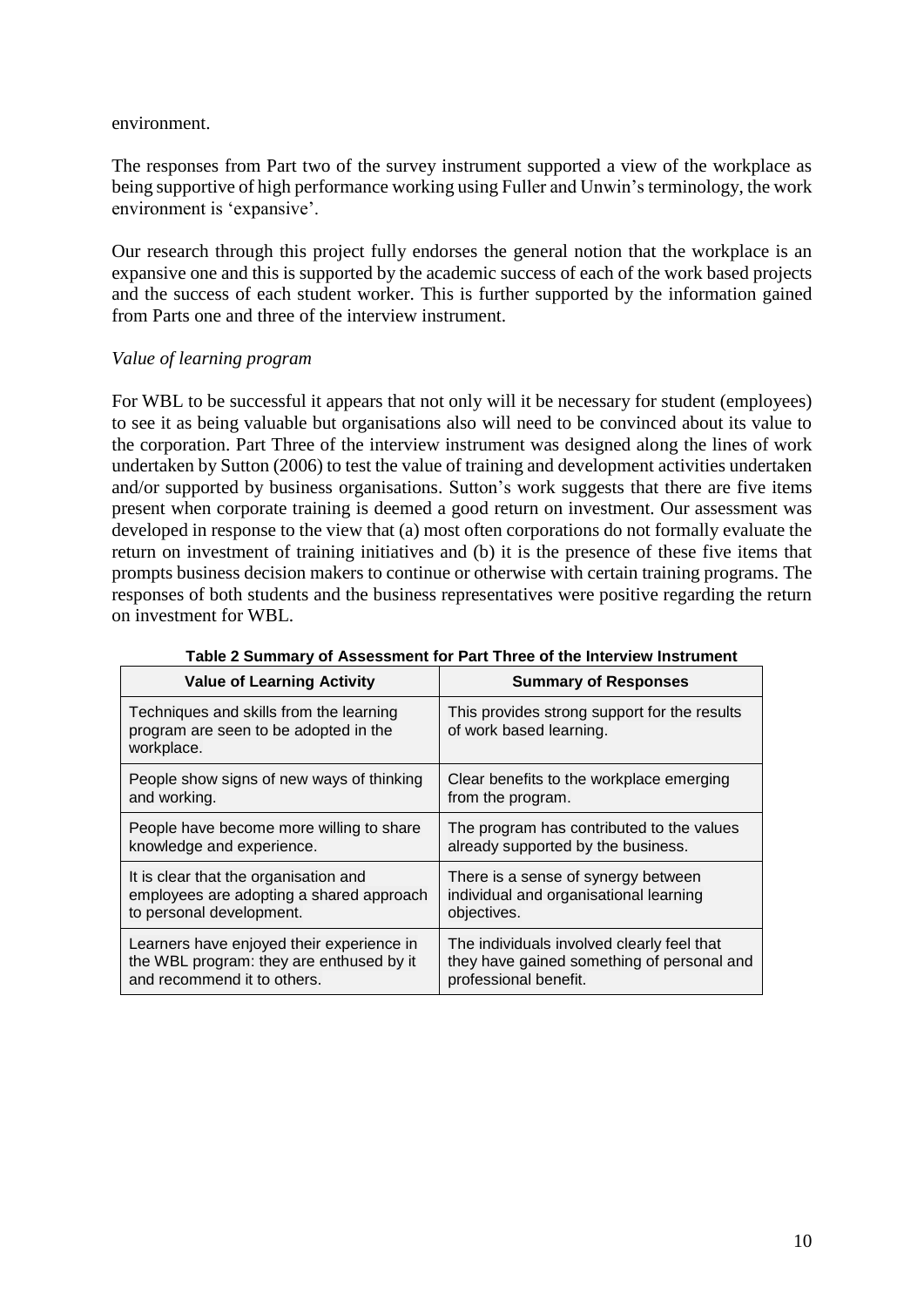environment.

The responses from Part two of the survey instrument supported a view of the workplace as being supportive of high performance working using Fuller and Unwin's terminology, the work environment is 'expansive'.

Our research through this project fully endorses the general notion that the workplace is an expansive one and this is supported by the academic success of each of the work based projects and the success of each student worker. This is further supported by the information gained from Parts one and three of the interview instrument.

*Value of learning program*

For WBL to be successful it appears that not only will it be necessary for student (employees) to see it as being valuable but organisations also will need to be convinced about its value to the corporation. Part Three of the interview instrument was designed along the lines of work undertaken by Sutton (2006) to test the value of training and development activities undertaken and/or supported by business organisations. Sutton's work suggests that there are five items present when corporate training is deemed a good return on investment. Our assessment was developed in response to the view that (a) most often corporations do not formally evaluate the return on investment of training initiatives and (b) it is the presence of these five items that prompts business decision makers to continue or otherwise with certain training programs. The responses of both students and the business representatives were positive regarding the return on investment for WBL.

**Table 2 Summary of Assessment for Part Three of the Interview Instrument**

| Value of Learning Activity | Summary of Responses |
|---|---|
| Techniques and skills from the learning program are seen to be adopted in the workplace. | This provides strong support for the results of work based learning. |
| People show signs of new ways of thinking and working. | Clear benefits to the workplace emerging from the program. |
| People have become more willing to share knowledge and experience. | The program has contributed to the values already supported by the business. |
| It is clear that the organisation and employees are adopting a shared approach to personal development. | There is a sense of synergy between individual and organisational learning objectives. |
| Learners have enjoyed their experience in the WBL program: they are enthused by it and recommend it to others. | The individuals involved clearly feel that they have gained something of personal and professional benefit. |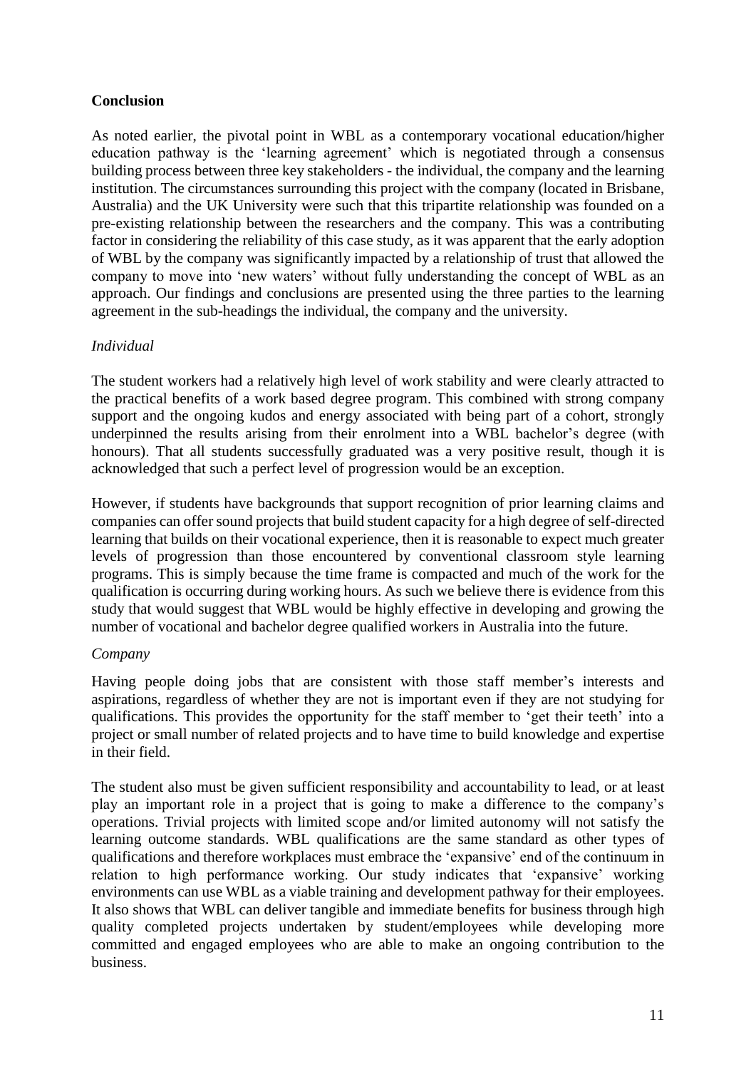## Conclusion

As noted earlier, the pivotal point in WBL as a contemporary vocational education/higher education pathway is the 'learning agreement' which is negotiated through a consensus building process between three key stakeholders - the individual, the company and the learning institution. The circumstances surrounding this project with the company (located in Brisbane, Australia) and the UK University were such that this tripartite relationship was founded on a pre-existing relationship between the researchers and the company. This was a contributing factor in considering the reliability of this case study, as it was apparent that the early adoption of WBL by the company was significantly impacted by a relationship of trust that allowed the company to move into 'new waters' without fully understanding the concept of WBL as an approach. Our findings and conclusions are presented using the three parties to the learning agreement in the sub-headings the individual, the company and the university.

### *Individual*

The student workers had a relatively high level of work stability and were clearly attracted to the practical benefits of a work based degree program. This combined with strong company support and the ongoing kudos and energy associated with being part of a cohort, strongly underpinned the results arising from their enrolment into a WBL bachelor's degree (with honours). That all students successfully graduated was a very positive result, though it is acknowledged that such a perfect level of progression would be an exception.

However, if students have backgrounds that support recognition of prior learning claims and companies can offer sound projects that build student capacity for a high degree of self-directed learning that builds on their vocational experience, then it is reasonable to expect much greater levels of progression than those encountered by conventional classroom style learning programs. This is simply because the time frame is compacted and much of the work for the qualification is occurring during working hours. As such we believe there is evidence from this study that would suggest that WBL would be highly effective in developing and growing the number of vocational and bachelor degree qualified workers in Australia into the future.

### *Company*

Having people doing jobs that are consistent with those staff member's interests and aspirations, regardless of whether they are not is important even if they are not studying for qualifications. This provides the opportunity for the staff member to 'get their teeth' into a project or small number of related projects and to have time to build knowledge and expertise in their field.

The student also must be given sufficient responsibility and accountability to lead, or at least play an important role in a project that is going to make a difference to the company's operations. Trivial projects with limited scope and/or limited autonomy will not satisfy the learning outcome standards. WBL qualifications are the same standard as other types of qualifications and therefore workplaces must embrace the 'expansive' end of the continuum in relation to high performance working. Our study indicates that 'expansive' working environments can use WBL as a viable training and development pathway for their employees. It also shows that WBL can deliver tangible and immediate benefits for business through high quality completed projects undertaken by student/employees while developing more committed and engaged employees who are able to make an ongoing contribution to the business.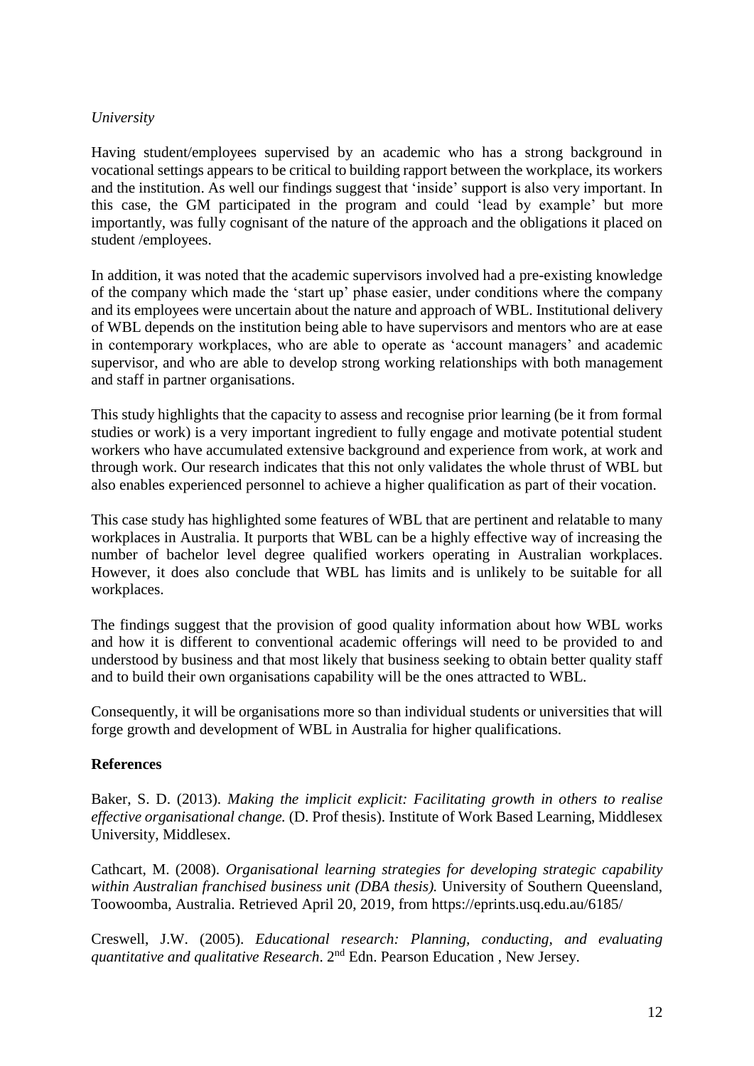*University*

Having student/employees supervised by an academic who has a strong background in vocational settings appears to be critical to building rapport between the workplace, its workers and the institution. As well our findings suggest that 'inside' support is also very important. In this case, the GM participated in the program and could 'lead by example' but more importantly, was fully cognisant of the nature of the approach and the obligations it placed on student /employees.

In addition, it was noted that the academic supervisors involved had a pre-existing knowledge of the company which made the 'start up' phase easier, under conditions where the company and its employees were uncertain about the nature and approach of WBL. Institutional delivery of WBL depends on the institution being able to have supervisors and mentors who are at ease in contemporary workplaces, who are able to operate as 'account managers' and academic supervisor, and who are able to develop strong working relationships with both management and staff in partner organisations.

This study highlights that the capacity to assess and recognise prior learning (be it from formal studies or work) is a very important ingredient to fully engage and motivate potential student workers who have accumulated extensive background and experience from work, at work and through work. Our research indicates that this not only validates the whole thrust of WBL but also enables experienced personnel to achieve a higher qualification as part of their vocation.

This case study has highlighted some features of WBL that are pertinent and relatable to many workplaces in Australia. It purports that WBL can be a highly effective way of increasing the number of bachelor level degree qualified workers operating in Australian workplaces. However, it does also conclude that WBL has limits and is unlikely to be suitable for all workplaces.

The findings suggest that the provision of good quality information about how WBL works and how it is different to conventional academic offerings will need to be provided to and understood by business and that most likely that business seeking to obtain better quality staff and to build their own organisations capability will be the ones attracted to WBL.

Consequently, it will be organisations more so than individual students or universities that will forge growth and development of WBL in Australia for higher qualifications.

**References**

Baker, S. D. (2013). *Making the implicit explicit: Facilitating growth in others to realise effective organisational change.* (D. Prof thesis). Institute of Work Based Learning, Middlesex University, Middlesex.

Cathcart, M. (2008). *Organisational learning strategies for developing strategic capability within Australian franchised business unit (DBA thesis).* University of Southern Queensland, Toowoomba, Australia. Retrieved April 20, 2019, from https://eprints.usq.edu.au/6185/

Creswell, J.W. (2005). *Educational research: Planning, conducting, and evaluating quantitative and qualitative Research*. 2nd Edn. Pearson Education , New Jersey.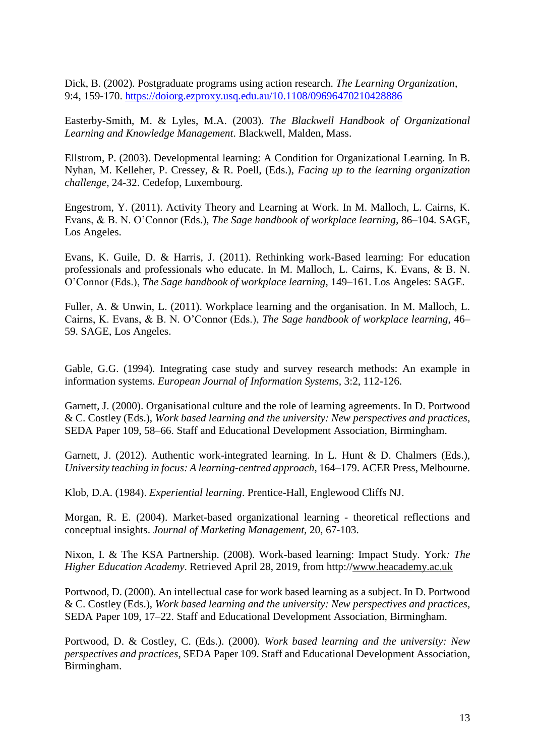Dick, B. (2002). Postgraduate programs using action research. *The Learning Organization*, 9:4, 159-170. https://doiorg.ezproxy.usq.edu.au/10.1108/09696470210428886

Easterby-Smith, M. & Lyles, M.A. (2003). *The Blackwell Handbook of Organizational Learning and Knowledge Management*. Blackwell, Malden, Mass.

Ellstrom, P. (2003). Developmental learning: A Condition for Organizational Learning. In B. Nyhan, M. Kelleher, P. Cressey, & R. Poell, (Eds.), *Facing up to the learning organization challenge*, 24-32. Cedefop, Luxembourg.

Engestrom, Y. (2011). Activity Theory and Learning at Work. In M. Malloch, L. Cairns, K. Evans, & B. N. O'Connor (Eds.), *The Sage handbook of workplace learning*, 86–104. SAGE, Los Angeles.

Evans, K. Guile, D. & Harris, J. (2011). Rethinking work-Based learning: For education professionals and professionals who educate. In M. Malloch, L. Cairns, K. Evans, & B. N. O'Connor (Eds.), *The Sage handbook of workplace learning*, 149–161. Los Angeles: SAGE.

Fuller, A. & Unwin, L. (2011). Workplace learning and the organisation. In M. Malloch, L. Cairns, K. Evans, & B. N. O'Connor (Eds.), *The Sage handbook of workplace learning*, 46–59. SAGE, Los Angeles.

Gable, G.G. (1994). Integrating case study and survey research methods: An example in information systems. *European Journal of Information Systems,* 3:2, 112-126.

Garnett, J. (2000). Organisational culture and the role of learning agreements. In D. Portwood & C. Costley (Eds.), *Work based learning and the university: New perspectives and practices*, SEDA Paper 109, 58–66. Staff and Educational Development Association, Birmingham.

Garnett, J. (2012). Authentic work-integrated learning. In L. Hunt & D. Chalmers (Eds.), *University teaching in focus: A learning-centred approach*, 164–179. ACER Press, Melbourne.

Klob, D.A. (1984). *Experiential learning*. Prentice-Hall, Englewood Cliffs NJ.

Morgan, R. E. (2004). Market-based organizational learning - theoretical reflections and conceptual insights. *Journal of Marketing Management,* 20, 67-103.

Nixon, I. & The KSA Partnership. (2008). Work-based learning: Impact Study. York*: The Higher Education Academy*. Retrieved April 28, 2019, from http://www.heacademy.ac.uk

Portwood, D. (2000). An intellectual case for work based learning as a subject. In D. Portwood & C. Costley (Eds.), *Work based learning and the university: New perspectives and practices,* SEDA Paper 109, 17–22. Staff and Educational Development Association, Birmingham.

Portwood, D. & Costley, C. (Eds.). (2000). *Work based learning and the university: New perspectives and practices*, SEDA Paper 109. Staff and Educational Development Association, Birmingham.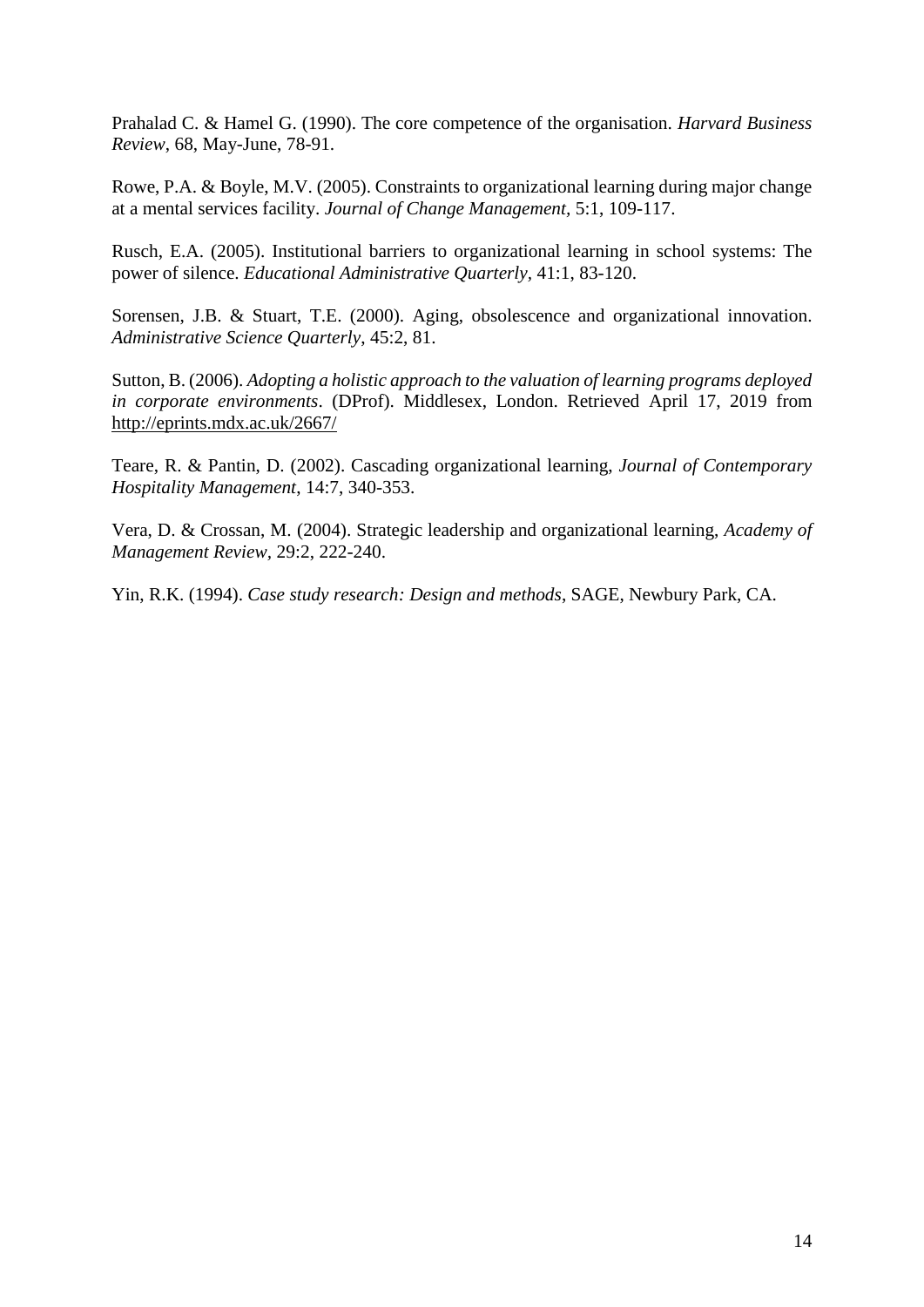Prahalad C. & Hamel G. (1990). The core competence of the organisation. *Harvard Business Review*, 68, May-June, 78-91.

Rowe, P.A. & Boyle, M.V. (2005). Constraints to organizational learning during major change at a mental services facility. *Journal of Change Management*, 5:1, 109-117.

Rusch, E.A. (2005). Institutional barriers to organizational learning in school systems: The power of silence. *Educational Administrative Quarterly*, 41:1, 83-120.

Sorensen, J.B. & Stuart, T.E. (2000). Aging, obsolescence and organizational innovation. *Administrative Science Quarterly*, 45:2, 81.

Sutton, B. (2006). *Adopting a holistic approach to the valuation of learning programs deployed in corporate environments*. (DProf). Middlesex, London. Retrieved April 17, 2019 from http://eprints.mdx.ac.uk/2667/

Teare, R. & Pantin, D. (2002). Cascading organizational learning, *Journal of Contemporary Hospitality Management*, 14:7, 340-353.

Vera, D. & Crossan, M. (2004). Strategic leadership and organizational learning, *Academy of Management Review*, 29:2, 222-240.

Yin, R.K. (1994). *Case study research: Design and methods*, SAGE, Newbury Park, CA.